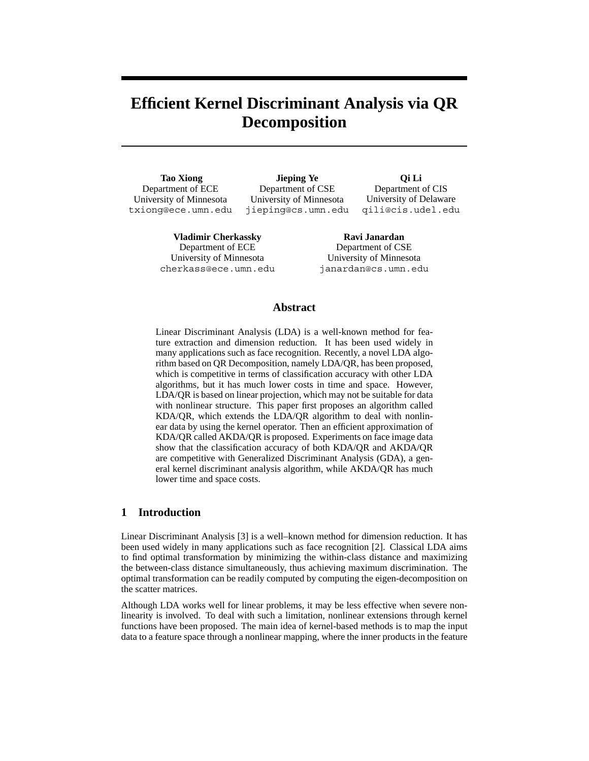# Efficient Kernel Discriminant Analysis via QR Decomposition

**Tao Xiong**
Department of ECE
University of Minnesota
txiong@ece.umn.edu

**Jieping Ye**
Department of CSE
University of Minnesota
jieping@cs.umn.edu

**Qi Li**
Department of CIS
University of Delaware
qili@cis.udel.edu

**Vladimir Cherkassky**
Department of ECE
University of Minnesota
cherkass@ece.umn.edu

**Ravi Janardan**
Department of CSE
University of Minnesota
janardan@cs.umn.edu

## Abstract

Linear Discriminant Analysis (LDA) is a well-known method for feature extraction and dimension reduction. It has been used widely in many applications such as face recognition. Recently, a novel LDA algorithm based on QR Decomposition, namely LDA/QR, has been proposed, which is competitive in terms of classification accuracy with other LDA algorithms, but it has much lower costs in time and space. However, LDA/QR is based on linear projection, which may not be suitable for data with nonlinear structure. This paper first proposes an algorithm called KDA/QR, which extends the LDA/QR algorithm to deal with nonlinear data by using the kernel operator. Then an efficient approximation of KDA/QR called AKDA/QR is proposed. Experiments on face image data show that the classification accuracy of both KDA/QR and AKDA/QR are competitive with Generalized Discriminant Analysis (GDA), a general kernel discriminant analysis algorithm, while AKDA/QR has much lower time and space costs.

## 1 Introduction

Linear Discriminant Analysis [3] is a well–known method for dimension reduction. It has been used widely in many applications such as face recognition [2]. Classical LDA aims to find optimal transformation by minimizing the within-class distance and maximizing the between-class distance simultaneously, thus achieving maximum discrimination. The optimal transformation can be readily computed by computing the eigen-decomposition on the scatter matrices.

Although LDA works well for linear problems, it may be less effective when severe nonlinearity is involved. To deal with such a limitation, nonlinear extensions through kernel functions have been proposed. The main idea of kernel-based methods is to map the input data to a feature space through a nonlinear mapping, where the inner products in the feature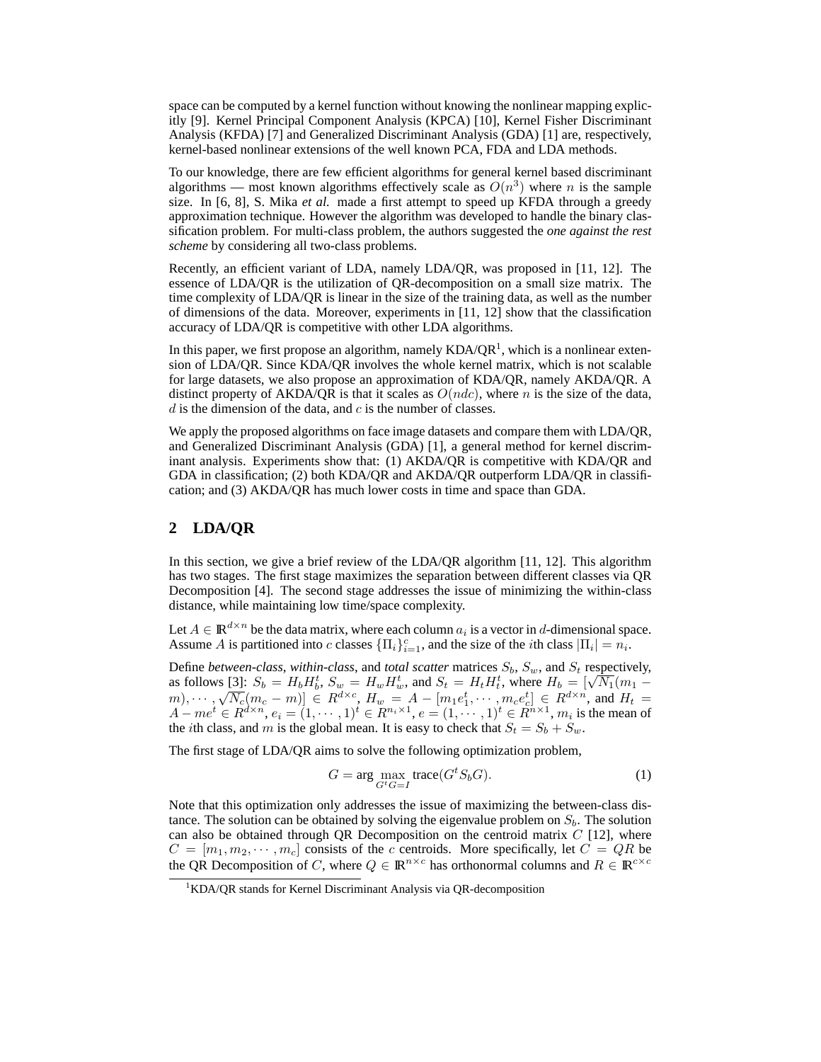space can be computed by a kernel function without knowing the nonlinear mapping explicitly [9]. Kernel Principal Component Analysis (KPCA) [10], Kernel Fisher Discriminant Analysis (KFDA) [7] and Generalized Discriminant Analysis (GDA) [1] are, respectively, kernel-based nonlinear extensions of the well known PCA, FDA and LDA methods.

To our knowledge, there are few efficient algorithms for general kernel based discriminant algorithms — most known algorithms effectively scale as $O(n^3)$ where $n$ is the sample size. In [6, 8], S. Mika *et al.* made a first attempt to speed up KFDA through a greedy approximation technique. However the algorithm was developed to handle the binary classification problem. For multi-class problem, the authors suggested the *one against the rest scheme* by considering all two-class problems.

Recently, an efficient variant of LDA, namely LDA/QR, was proposed in [11, 12]. The essence of LDA/QR is the utilization of QR-decomposition on a small size matrix. The time complexity of LDA/QR is linear in the size of the training data, as well as the number of dimensions of the data. Moreover, experiments in [11, 12] show that the classification accuracy of LDA/QR is competitive with other LDA algorithms.

In this paper, we first propose an algorithm, namely KDA/QR[1], which is a nonlinear extension of LDA/QR. Since KDA/QR involves the whole kernel matrix, which is not scalable for large datasets, we also propose an approximation of KDA/QR, namely AKDA/QR. A distinct property of AKDA/QR is that it scales as $O(ndc)$, where $n$ is the size of the data, $d$ is the dimension of the data, and $c$ is the number of classes.

We apply the proposed algorithms on face image datasets and compare them with LDA/QR, and Generalized Discriminant Analysis (GDA) [1], a general method for kernel discriminant analysis. Experiments show that: (1) AKDA/QR is competitive with KDA/QR and GDA in classification; (2) both KDA/QR and AKDA/QR outperform LDA/QR in classification; and (3) AKDA/QR has much lower costs in time and space than GDA.

## 2 LDA/QR

In this section, we give a brief review of the LDA/QR algorithm [11, 12]. This algorithm has two stages. The first stage maximizes the separation between different classes via QR Decomposition [4]. The second stage addresses the issue of minimizing the within-class distance, while maintaining low time/space complexity.

Let $A \in \mathbb{R}^{d\times n}$ be the data matrix, where each column $a_i$ is a vector in $d$-dimensional space. Assume $A$ is partitioned into $c$ classes $\{\Pi_i\}_{i=1}^c$, and the size of the $i$th class $|\Pi_i| = n_i$.

Define *between-class*, *within-class*, and *total scatter* matrices $S_b$, $S_w$, and $S_t$ respectively, as follows [3]: $S_b = H_b H_b^t$, $S_w = H_w H_w^t$, and $S_t = H_t H_t^t$, where $H_b = [\sqrt{N_1}(m_1 - m), \cdots, \sqrt{N_c}(m_c - m)] \in R^{d\times c}$, $H_w = A - [m_1 e_1^t, \cdots, m_c e_c^t] \in R^{d\times n}$, and $H_t = A - me^t \in R^{d\times n}$, $e_i = (1, \cdots, 1)^t \in R^{n_i \times 1}$, $e = (1, \cdots, 1)^t \in R^{n\times 1}$, $m_i$ is the mean of the $i$th class, and $m$ is the global mean. It is easy to check that $S_t = S_b + S_w$.

The first stage of LDA/QR aims to solve the following optimization problem,

$$G = \arg \max_{G^t G = I} \text{trace}(G^t S_b G). \tag{1}$$

Note that this optimization only addresses the issue of maximizing the between-class distance. The solution can be obtained by solving the eigenvalue problem on $S_b$. The solution can also be obtained through QR Decomposition on the centroid matrix $C$ [12], where $C = [m_1, m_2, \cdots, m_c]$ consists of the $c$ centroids. More specifically, let $C = QR$ be the QR Decomposition of $C$, where $Q \in \mathbb{R}^{n\times c}$ has orthonormal columns and $R \in \mathbb{R}^{c\times c}$

[1]KDA/QR stands for Kernel Discriminant Analysis via QR-decomposition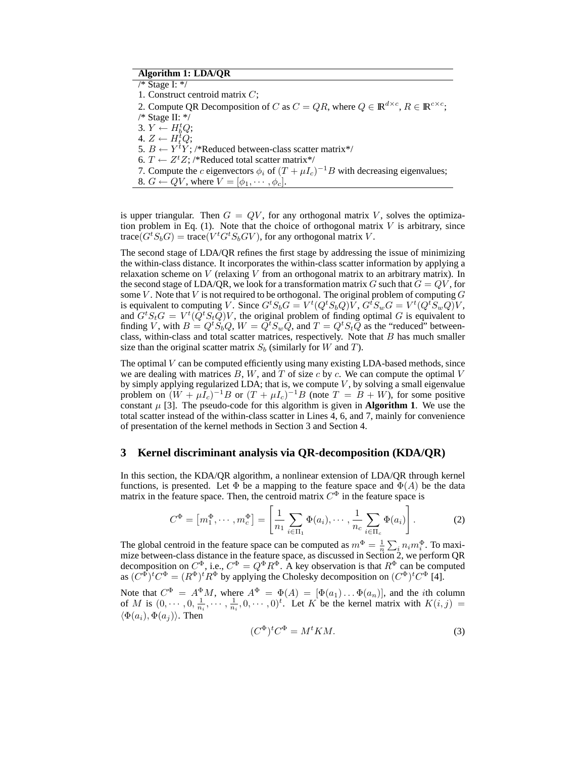**Algorithm 1: LDA/QR**

/* Stage I: */
1. Construct centroid matrix $C$;
2. Compute QR Decomposition of $C$ as $C = QR$, where $Q \in \mathbb{R}^{d \times c}$, $R \in \mathbb{R}^{c \times c}$;

/* Stage II: */

3. $Y \leftarrow H_b^t Q$;
4. $Z \leftarrow H_t^t Q$;
5. $B \leftarrow Y^t Y$; /*Reduced between-class scatter matrix*/
6. $T \leftarrow Z^t Z$; /*Reduced total scatter matrix*/
7. Compute the $c$ eigenvectors $\phi_i$ of $(T + \mu I_c)^{-1} B$ with decreasing eigenvalues;
8. $G \leftarrow QV$, where $V = [\phi_1, \cdots, \phi_c]$.

is upper triangular. Then $G = QV$, for any orthogonal matrix $V$, solves the optimization problem in Eq. (1). Note that the choice of orthogonal matrix $V$ is arbitrary, since $\text{trace}(G^t S_b G) = \text{trace}(V^t G^t S_b G V)$, for any orthogonal matrix $V$.

The second stage of LDA/QR refines the first stage by addressing the issue of minimizing the within-class distance. It incorporates the within-class scatter information by applying a relaxation scheme on $V$ (relaxing $V$ from an orthogonal matrix to an arbitrary matrix). In the second stage of LDA/QR, we look for a transformation matrix $G$ such that $G = QV$, for some $V$. Note that $V$ is not required to be orthogonal. The original problem of computing $G$ is equivalent to computing $V$. Since $G^t S_b G = V^t (Q^t S_b Q) V$, $G^t S_w G = V^t (Q^t S_w Q) V$, and $G^t S_t G = V^t (Q^t S_t Q) V$, the original problem of finding optimal $G$ is equivalent to finding $V$, with $B = Q^t S_b Q$, $W = Q^t S_w Q$, and $T = Q^t S_t Q$ as the "reduced" between-class, within-class and total scatter matrices, respectively. Note that $B$ has much smaller size than the original scatter matrix $S_b$ (similarly for $W$ and $T$).

The optimal $V$ can be computed efficiently using many existing LDA-based methods, since we are dealing with matrices $B$, $W$, and $T$ of size $c$ by $c$. We can compute the optimal $V$ by simply applying regularized LDA; that is, we compute $V$, by solving a small eigenvalue problem on $(W + \mu I_c)^{-1} B$ or $(T + \mu I_c)^{-1} B$ (note $T = B + W$), for some positive constant $\mu$ [3]. The pseudo-code for this algorithm is given in **Algorithm 1**. We use the total scatter instead of the within-class scatter in Lines 4, 6, and 7, mainly for convenience of presentation of the kernel methods in Section 3 and Section 4.

## 3 Kernel discriminant analysis via QR-decomposition (KDA/QR)

In this section, the KDA/QR algorithm, a nonlinear extension of LDA/QR through kernel functions, is presented. Let $\Phi$ be a mapping to the feature space and $\Phi(A)$ be the data matrix in the feature space. Then, the centroid matrix $C^\Phi$ in the feature space is

$$C^\Phi = \left[m_1^\Phi, \cdots, m_c^\Phi\right] = \left[\frac{1}{n_1} \sum_{i \in \Pi_1} \Phi(a_i), \cdots, \frac{1}{n_c} \sum_{i \in \Pi_c} \Phi(a_i)\right]. \tag{2}$$

The global centroid in the feature space can be computed as $m^\Phi = \frac{1}{n} \sum_i n_i m_i^\Phi$. To maximize between-class distance in the feature space, as discussed in Section 2, we perform QR decomposition on $C^\Phi$, i.e., $C^\Phi = Q^\Phi R^\Phi$. A key observation is that $R^\Phi$ can be computed as $(C^\Phi)^t C^\Phi = (R^\Phi)^t R^\Phi$ by applying the Cholesky decomposition on $(C^\Phi)^t C^\Phi$ [4].

Note that $C^\Phi = A^\Phi M$, where $A^\Phi = \Phi(A) = [\Phi(a_1) \ldots \Phi(a_n)]$, and the $i$th column of $M$ is $(0, \cdots, 0, \frac{1}{n_i}, \cdots, \frac{1}{n_i}, 0, \cdots, 0)^t$. Let $K$ be the kernel matrix with $K(i,j) = \langle \Phi(a_i), \Phi(a_j) \rangle$. Then

$$(C^\Phi)^t C^\Phi = M^t K M. \tag{3}$$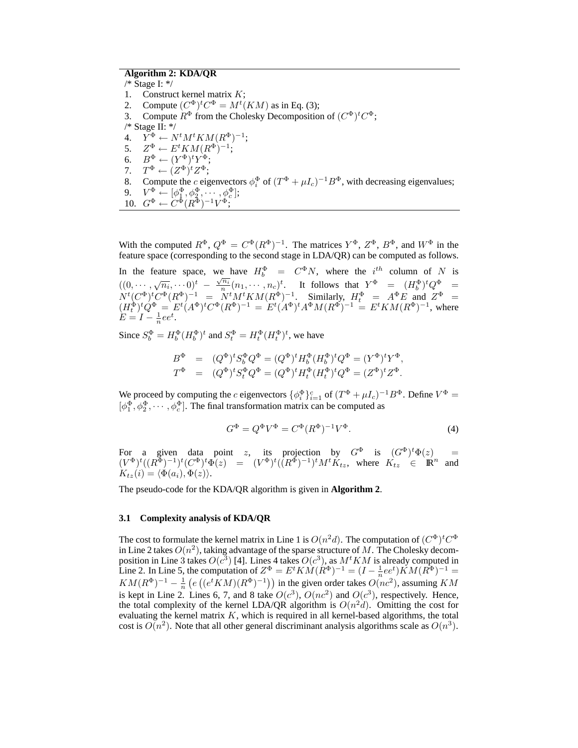**Algorithm 2: KDA/QR**

/* Stage I: */

1. Construct kernel matrix $K$;
2. Compute $(C^{\Phi})^t C^{\Phi} = M^t(KM)$ as in Eq. (3);
3. Compute $R^{\Phi}$ from the Cholesky Decomposition of $(C^{\Phi})^t C^{\Phi}$;

/* Stage II: */

4. $Y^{\Phi} \leftarrow N^t M^t KM(R^{\Phi})^{-1}$;
5. $Z^{\Phi} \leftarrow E^t KM(R^{\Phi})^{-1}$;
6. $B^{\Phi} \leftarrow (Y^{\Phi})^t Y^{\Phi}$;
7. $T^{\Phi} \leftarrow (Z^{\Phi})^t Z^{\Phi}$;
8. Compute the $c$ eigenvectors $\phi_i^{\Phi}$ of $(T^{\Phi} + \mu I_c)^{-1} B^{\Phi}$, with decreasing eigenvalues;
9. $V^{\Phi} \leftarrow [\phi_1^{\Phi}, \phi_2^{\Phi}, \cdots, \phi_c^{\Phi}]$;
10. $G^{\Phi} \leftarrow C^{\Phi}(R^{\Phi})^{-1} V^{\Phi}$;

With the computed $R^{\Phi}$, $Q^{\Phi} = C^{\Phi}(R^{\Phi})^{-1}$. The matrices $Y^{\Phi}$, $Z^{\Phi}$, $B^{\Phi}$, and $W^{\Phi}$ in the feature space (corresponding to the second stage in LDA/QR) can be computed as follows.

In the feature space, we have $H_b^{\Phi} = C^{\Phi} N$, where the $i^{th}$ column of $N$ is $((0, \cdots, \sqrt{n_i}, \cdots 0)^t - \frac{\sqrt{n_i}}{n}(n_1, \cdots, n_c)^t$. It follows that $Y^{\Phi} = (H_b^{\Phi})^t Q^{\Phi} = N^t (C^{\Phi})^t C^{\Phi} (R^{\Phi})^{-1} = N^t M^t KM(R^{\Phi})^{-1}$. Similarly, $H_t^{\Phi} = A^{\Phi} E$ and $Z^{\Phi} = (H_t^{\Phi})^t Q^{\Phi} = E^t (A^{\Phi})^t C^{\Phi} (R^{\Phi})^{-1} = E^t (A^{\Phi})^t A^{\Phi} M(R^{\Phi})^{-1} = E^t KM(R^{\Phi})^{-1}$, where $E = I - \frac{1}{n} ee^t$.

Since $S_b^{\Phi} = H_b^{\Phi}(H_b^{\Phi})^t$ and $S_t^{\Phi} = H_t^{\Phi}(H_t^{\Phi})^t$, we have

$$
\begin{aligned}
B^{\Phi} &= (Q^{\Phi})^t S_b^{\Phi} Q^{\Phi} = (Q^{\Phi})^t H_b^{\Phi} (H_b^{\Phi})^t Q^{\Phi} = (Y^{\Phi})^t Y^{\Phi}, \\
T^{\Phi} &= (Q^{\Phi})^t S_t^{\Phi} Q^{\Phi} = (Q^{\Phi})^t H_t^{\Phi} (H_t^{\Phi})^t Q^{\Phi} = (Z^{\Phi})^t Z^{\Phi}.
\end{aligned}
$$

We proceed by computing the $c$ eigenvectors $\{\phi_i^{\Phi}\}_{i=1}^c$ of $(T^{\Phi} + \mu I_c)^{-1} B^{\Phi}$. Define $V^{\Phi} = [\phi_1^{\Phi}, \phi_2^{\Phi}, \cdots, \phi_c^{\Phi}]$. The final transformation matrix can be computed as

$$
G^{\Phi} = Q^{\Phi} V^{\Phi} = C^{\Phi} (R^{\Phi})^{-1} V^{\Phi}. \tag{4}
$$

For a given data point $z$, its projection by $G^{\Phi}$ is $(G^{\Phi})^t \Phi(z) = (V^{\Phi})^t ((R^{\Phi})^{-1})^t (C^{\Phi})^t \Phi(z) = (V^{\Phi})^t ((R^{\Phi})^{-1})^t M^t K_{tz}$, where $K_{tz} \in \mathbb{R}^n$ and $K_{tz}(i) = \langle \Phi(a_i), \Phi(z) \rangle$.

The pseudo-code for the KDA/QR algorithm is given in **Algorithm 2**.

### 3.1 Complexity analysis of KDA/QR

The cost to formulate the kernel matrix in Line 1 is $O(n^2 d)$. The computation of $(C^{\Phi})^t C^{\Phi}$ in Line 2 takes $O(n^2)$, taking advantage of the sparse structure of $M$. The Cholesky decomposition in Line 3 takes $O(c^3)$ [4]. Lines 4 takes $O(c^3)$, as $M^t KM$ is already computed in Line 2. In Line 5, the computation of $Z^{\Phi} = E^t KM(R^{\Phi})^{-1} = (I - \frac{1}{n} ee^t) KM(R^{\Phi})^{-1} = KM(R^{\Phi})^{-1} - \frac{1}{n}\left(e\left((e^t KM)(R^{\Phi})^{-1}\right)\right)$ in the given order takes $O(nc^2)$, assuming $KM$ is kept in Line 2. Lines 6, 7, and 8 take $O(c^3)$, $O(nc^2)$ and $O(c^3)$, respectively. Hence, the total complexity of the kernel LDA/QR algorithm is $O(n^2 d)$. Omitting the cost for evaluating the kernel matrix $K$, which is required in all kernel-based algorithms, the total cost is $O(n^2)$. Note that all other general discriminant analysis algorithms scale as $O(n^3)$.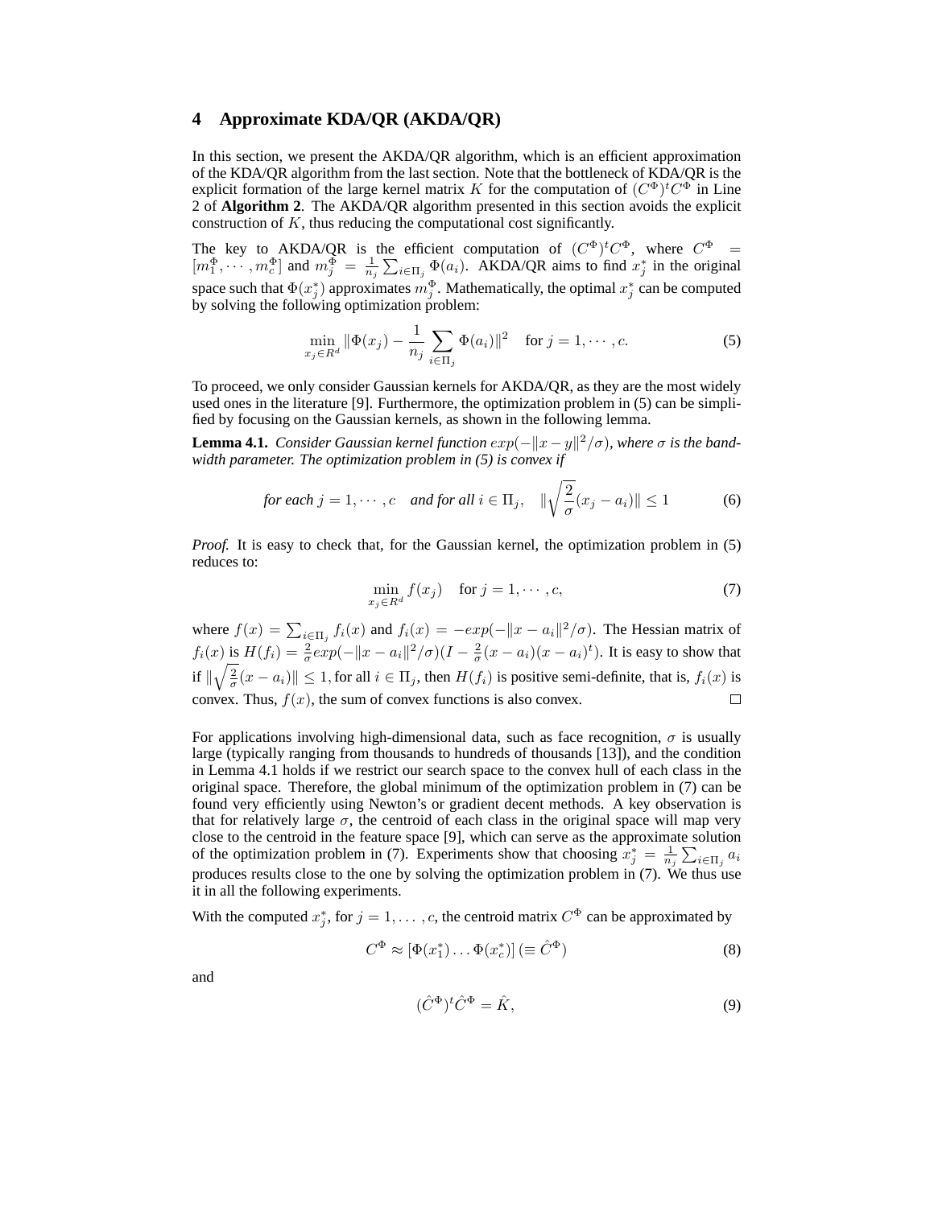## 4 Approximate KDA/QR (AKDA/QR)

In this section, we present the AKDA/QR algorithm, which is an efficient approximation of the KDA/QR algorithm from the last section. Note that the bottleneck of KDA/QR is the explicit formation of the large kernel matrix $K$ for the computation of $(C^\Phi)^t C^\Phi$ in Line 2 of **Algorithm 2**. The AKDA/QR algorithm presented in this section avoids the explicit construction of $K$, thus reducing the computational cost significantly.

The key to AKDA/QR is the efficient computation of $(C^\Phi)^t C^\Phi$, where $C^\Phi = [m_1^\Phi, \cdots, m_c^\Phi]$ and $m_j^\Phi = \frac{1}{n_j}\sum_{i\in\Pi_j}\Phi(a_i)$. AKDA/QR aims to find $x_j^*$ in the original space such that $\Phi(x_j^*)$ approximates $m_j^\Phi$. Mathematically, the optimal $x_j^*$ can be computed by solving the following optimization problem:

$$\min_{x_j\in R^d} \|\Phi(x_j) - \frac{1}{n_j}\sum_{i\in\Pi_j}\Phi(a_i)\|^2 \quad \text{for } j = 1, \cdots, c. \tag{5}$$

To proceed, we only consider Gaussian kernels for AKDA/QR, as they are the most widely used ones in the literature [9]. Furthermore, the optimization problem in (5) can be simplified by focusing on the Gaussian kernels, as shown in the following lemma.

**Lemma 4.1.** *Consider Gaussian kernel function $exp(-\|x-y\|^2/\sigma)$, where $\sigma$ is the bandwidth parameter. The optimization problem in (5) is convex if*

$$\textit{for each } j = 1, \cdots, c \quad \textit{and for all } i \in \Pi_j, \quad \|\sqrt{\frac{2}{\sigma}}(x_j - a_i)\| \le 1 \tag{6}$$

*Proof.* It is easy to check that, for the Gaussian kernel, the optimization problem in (5) reduces to:

$$\min_{x_j\in R^d} f(x_j) \quad \text{for } j = 1, \cdots, c, \tag{7}$$

where $f(x) = \sum_{i\in\Pi_j} f_i(x)$ and $f_i(x) = -exp(-\|x-a_i\|^2/\sigma)$. The Hessian matrix of $f_i(x)$ is $H(f_i) = \frac{2}{\sigma}exp(-\|x-a_i\|^2/\sigma)(I - \frac{2}{\sigma}(x-a_i)(x-a_i)^t)$. It is easy to show that if $\|\sqrt{\frac{2}{\sigma}}(x-a_i)\| \le 1$, for all $i \in \Pi_j$, then $H(f_i)$ is positive semi-definite, that is, $f_i(x)$ is convex. Thus, $f(x)$, the sum of convex functions is also convex. □

For applications involving high-dimensional data, such as face recognition, $\sigma$ is usually large (typically ranging from thousands to hundreds of thousands [13]), and the condition in Lemma 4.1 holds if we restrict our search space to the convex hull of each class in the original space. Therefore, the global minimum of the optimization problem in (7) can be found very efficiently using Newton's or gradient decent methods. A key observation is that for relatively large $\sigma$, the centroid of each class in the original space will map very close to the centroid in the feature space [9], which can serve as the approximate solution of the optimization problem in (7). Experiments show that choosing $x_j^* = \frac{1}{n_j}\sum_{i\in\Pi_j} a_i$ produces results close to the one by solving the optimization problem in (7). We thus use it in all the following experiments.

With the computed $x_j^*$, for $j = 1, \ldots, c$, the centroid matrix $C^\Phi$ can be approximated by

$$C^\Phi \approx [\Phi(x_1^*) \ldots \Phi(x_c^*)] \, (\equiv \hat{C}^\Phi) \tag{8}$$

and

$$(\hat{C}^\Phi)^t \hat{C}^\Phi = \hat{K}, \tag{9}$$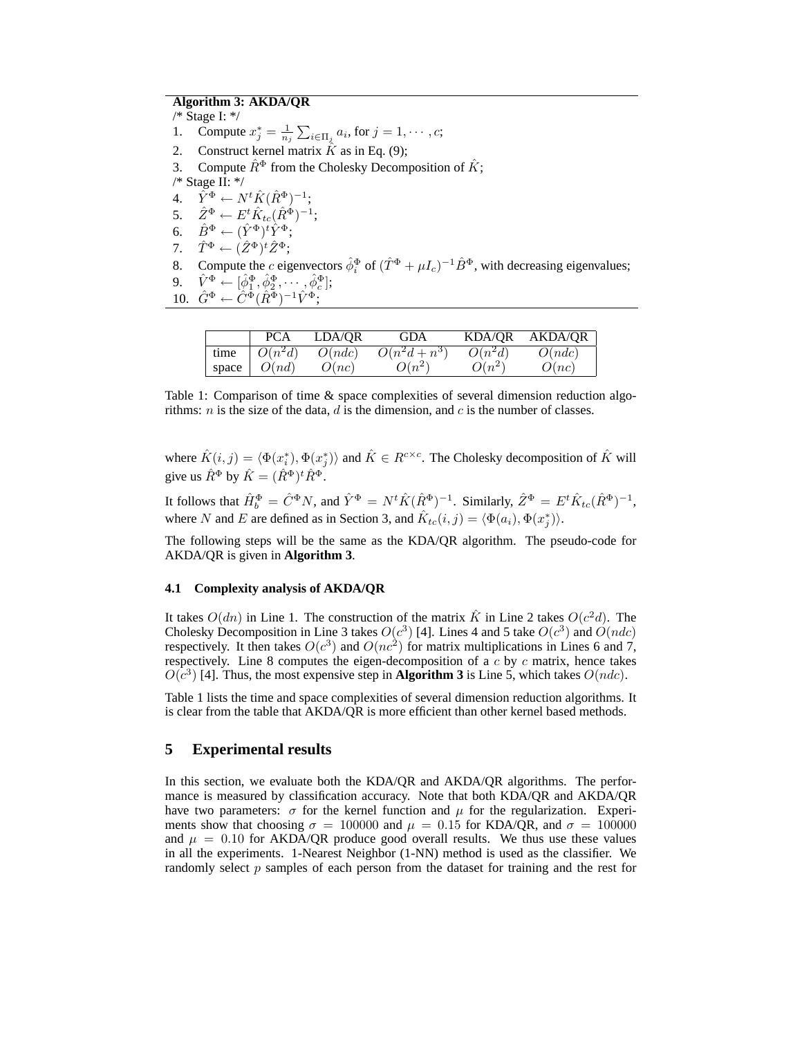**Algorithm 3: AKDA/QR**

/* Stage I: */

1. Compute $x_j^* = \frac{1}{n_j} \sum_{i \in \Pi_j} a_i$, for $j = 1, \cdots, c$;
2. Construct kernel matrix $\hat{K}$ as in Eq. (9);
3. Compute $\hat{R}^\Phi$ from the Cholesky Decomposition of $\hat{K}$;

/* Stage II: */

4. $\hat{Y}^\Phi \leftarrow N^t \hat{K} (\hat{R}^\Phi)^{-1}$;
5. $\hat{Z}^\Phi \leftarrow E^t \hat{K}_{tc} (\hat{R}^\Phi)^{-1}$;
6. $\hat{B}^\Phi \leftarrow (\hat{Y}^\Phi)^t \hat{Y}^\Phi$;
7. $\hat{T}^\Phi \leftarrow (\hat{Z}^\Phi)^t \hat{Z}^\Phi$;
8. Compute the $c$ eigenvectors $\hat{\phi}_i^\Phi$ of $(\hat{T}^\Phi + \mu I_c)^{-1} \hat{B}^\Phi$, with decreasing eigenvalues;
9. $\hat{V}^\Phi \leftarrow [\hat{\phi}_1^\Phi, \hat{\phi}_2^\Phi, \cdots, \hat{\phi}_c^\Phi]$;
10. $\hat{G}^\Phi \leftarrow \hat{C}^\Phi (\hat{R}^\Phi)^{-1} \hat{V}^\Phi$;

| | PCA | LDA/QR | GDA | KDA/QR | AKDA/QR |
|---|---|---|---|---|---|
| time | $O(n^2d)$ | $O(ndc)$ | $O(n^2d + n^3)$ | $O(n^2d)$ | $O(ndc)$ |
| space | $O(nd)$ | $O(nc)$ | $O(n^2)$ | $O(n^2)$ | $O(nc)$ |

Table 1: Comparison of time & space complexities of several dimension reduction algorithms: $n$ is the size of the data, $d$ is the dimension, and $c$ is the number of classes.

where $\hat{K}(i,j) = \langle \Phi(x_i^*), \Phi(x_j^*) \rangle$ and $\hat{K} \in R^{c \times c}$. The Cholesky decomposition of $\hat{K}$ will give us $\hat{R}^\Phi$ by $\hat{K} = (\hat{R}^\Phi)^t \hat{R}^\Phi$.

It follows that $\hat{H}_b^\Phi = \hat{C}^\Phi N$, and $\hat{Y}^\Phi = N^t \hat{K} (\hat{R}^\Phi)^{-1}$. Similarly, $\hat{Z}^\Phi = E^t \hat{K}_{tc} (\hat{R}^\Phi)^{-1}$, where $N$ and $E$ are defined as in Section 3, and $\hat{K}_{tc}(i,j) = \langle \Phi(a_i), \Phi(x_j^*) \rangle$.

The following steps will be the same as the KDA/QR algorithm. The pseudo-code for AKDA/QR is given in **Algorithm 3**.

### 4.1 Complexity analysis of AKDA/QR

It takes $O(dn)$ in Line 1. The construction of the matrix $\hat{K}$ in Line 2 takes $O(c^2d)$. The Cholesky Decomposition in Line 3 takes $O(c^3)$ [4]. Lines 4 and 5 take $O(c^3)$ and $O(ndc)$ respectively. It then takes $O(c^3)$ and $O(nc^2)$ for matrix multiplications in Lines 6 and 7, respectively. Line 8 computes the eigen-decomposition of a $c$ by $c$ matrix, hence takes $O(c^3)$ [4]. Thus, the most expensive step in **Algorithm 3** is Line 5, which takes $O(ndc)$.

Table 1 lists the time and space complexities of several dimension reduction algorithms. It is clear from the table that AKDA/QR is more efficient than other kernel based methods.

## 5 Experimental results

In this section, we evaluate both the KDA/QR and AKDA/QR algorithms. The performance is measured by classification accuracy. Note that both KDA/QR and AKDA/QR have two parameters: $\sigma$ for the kernel function and $\mu$ for the regularization. Experiments show that choosing $\sigma = 100000$ and $\mu = 0.15$ for KDA/QR, and $\sigma = 100000$ and $\mu = 0.10$ for AKDA/QR produce good overall results. We thus use these values in all the experiments. 1-Nearest Neighbor (1-NN) method is used as the classifier. We randomly select $p$ samples of each person from the dataset for training and the rest for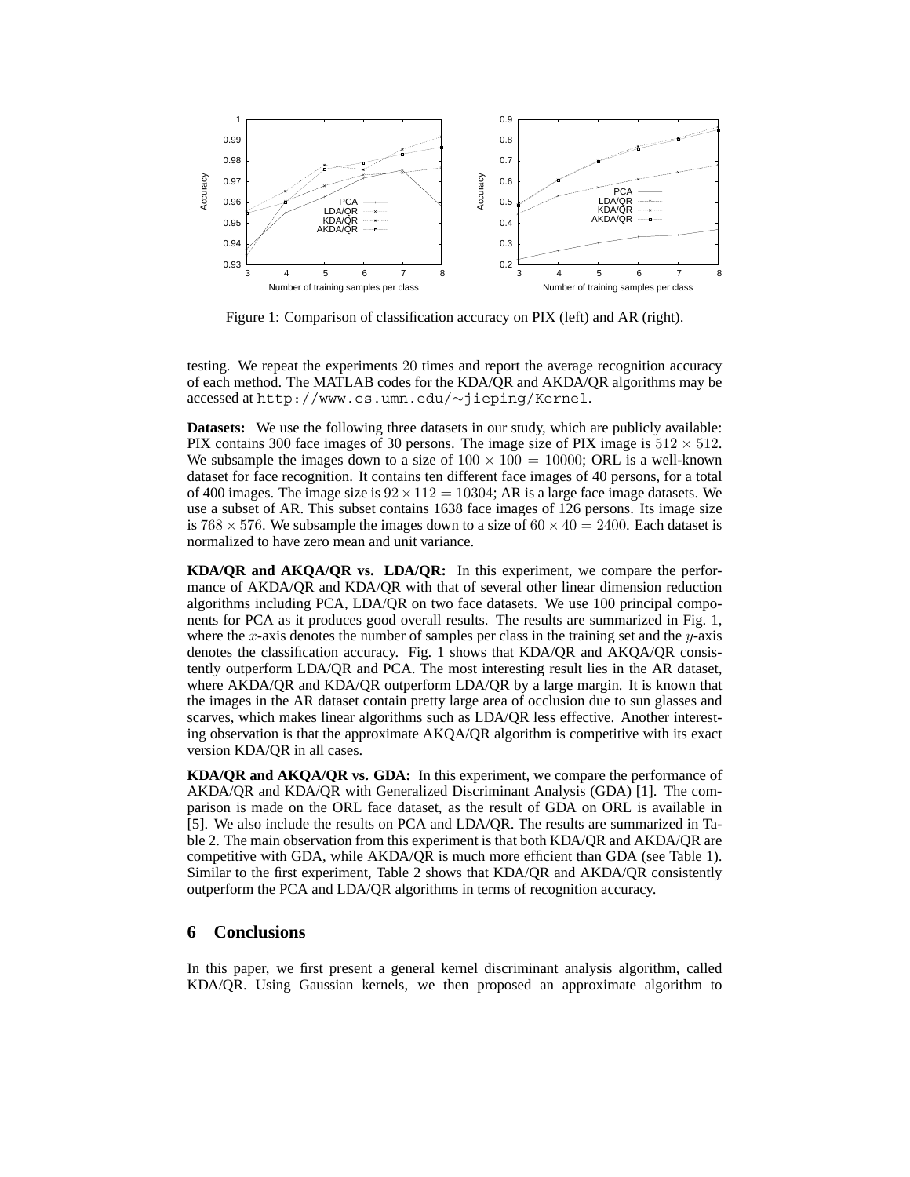Figure 1: Comparison of classification accuracy on PIX (left) and AR (right).

testing. We repeat the experiments 20 times and report the average recognition accuracy of each method. The MATLAB codes for the KDA/QR and AKDA/QR algorithms may be accessed at http://www.cs.umn.edu/∼jieping/Kernel.

**Datasets:** We use the following three datasets in our study, which are publicly available: PIX contains 300 face images of 30 persons. The image size of PIX image is $512 \times 512$. We subsample the images down to a size of $100 \times 100 = 10000$; ORL is a well-known dataset for face recognition. It contains ten different face images of 40 persons, for a total of 400 images. The image size is $92 \times 112 = 10304$; AR is a large face image datasets. We use a subset of AR. This subset contains 1638 face images of 126 persons. Its image size is $768 \times 576$. We subsample the images down to a size of $60 \times 40 = 2400$. Each dataset is normalized to have zero mean and unit variance.

**KDA/QR and AKQA/QR vs. LDA/QR:** In this experiment, we compare the performance of AKDA/QR and KDA/QR with that of several other linear dimension reduction algorithms including PCA, LDA/QR on two face datasets. We use 100 principal components for PCA as it produces good overall results. The results are summarized in Fig. 1, where the $x$-axis denotes the number of samples per class in the training set and the $y$-axis denotes the classification accuracy. Fig. 1 shows that KDA/QR and AKQA/QR consistently outperform LDA/QR and PCA. The most interesting result lies in the AR dataset, where AKDA/QR and KDA/QR outperform LDA/QR by a large margin. It is known that the images in the AR dataset contain pretty large area of occlusion due to sun glasses and scarves, which makes linear algorithms such as LDA/QR less effective. Another interesting observation is that the approximate AKQA/QR algorithm is competitive with its exact version KDA/QR in all cases.

**KDA/QR and AKQA/QR vs. GDA:** In this experiment, we compare the performance of AKDA/QR and KDA/QR with Generalized Discriminant Analysis (GDA) [1]. The comparison is made on the ORL face dataset, as the result of GDA on ORL is available in [5]. We also include the results on PCA and LDA/QR. The results are summarized in Table 2. The main observation from this experiment is that both KDA/QR and AKDA/QR are competitive with GDA, while AKDA/QR is much more efficient than GDA (see Table 1). Similar to the first experiment, Table 2 shows that KDA/QR and AKDA/QR consistently outperform the PCA and LDA/QR algorithms in terms of recognition accuracy.

## 6 Conclusions

In this paper, we first present a general kernel discriminant analysis algorithm, called KDA/QR. Using Gaussian kernels, we then proposed an approximate algorithm to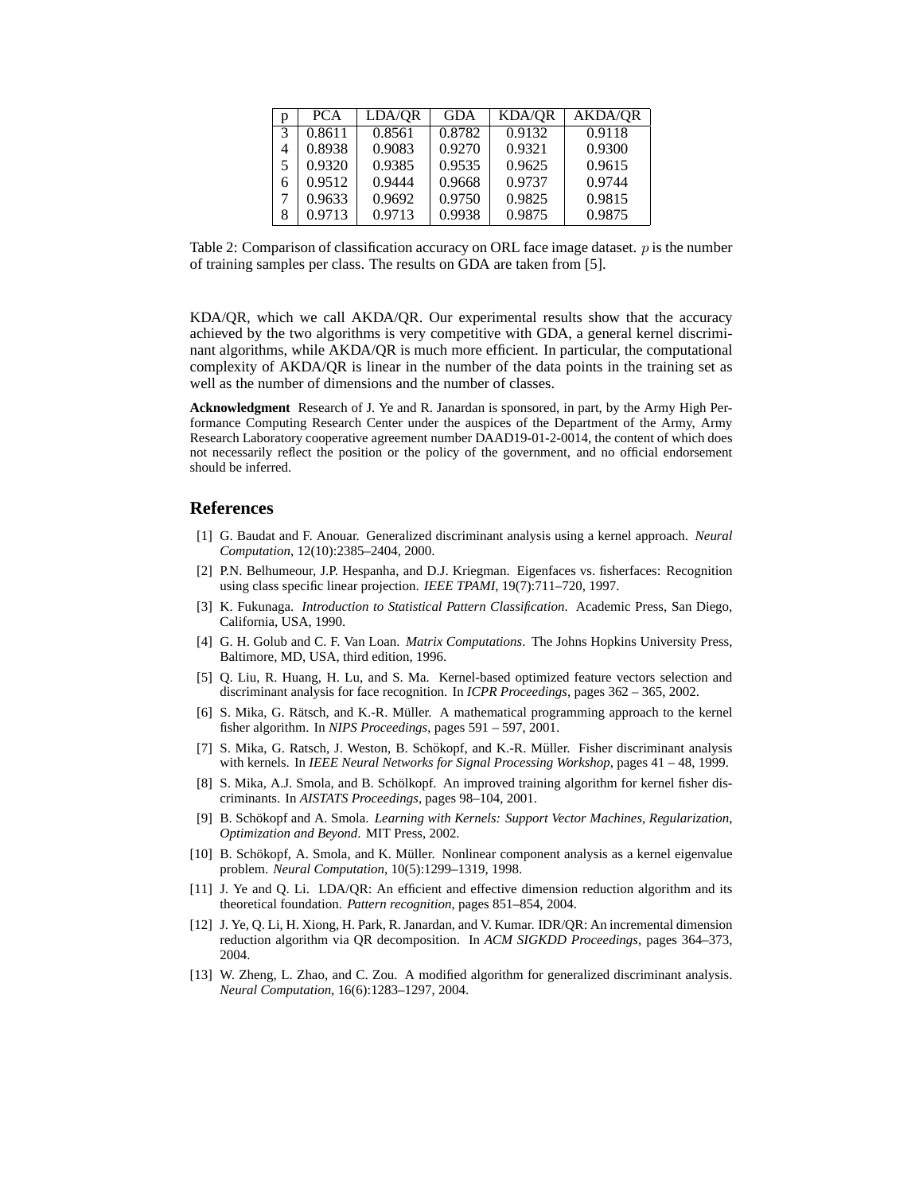| p | PCA | LDA/QR | GDA | KDA/QR | AKDA/QR |
|---|---|---|---|---|---|
| 3 | 0.8611 | 0.8561 | 0.8782 | 0.9132 | 0.9118 |
| 4 | 0.8938 | 0.9083 | 0.9270 | 0.9321 | 0.9300 |
| 5 | 0.9320 | 0.9385 | 0.9535 | 0.9625 | 0.9615 |
| 6 | 0.9512 | 0.9444 | 0.9668 | 0.9737 | 0.9744 |
| 7 | 0.9633 | 0.9692 | 0.9750 | 0.9825 | 0.9815 |
| 8 | 0.9713 | 0.9713 | 0.9938 | 0.9875 | 0.9875 |

Table 2: Comparison of classification accuracy on ORL face image dataset. $p$ is the number of training samples per class. The results on GDA are taken from [5].

KDA/QR, which we call AKDA/QR. Our experimental results show that the accuracy achieved by the two algorithms is very competitive with GDA, a general kernel discriminant algorithms, while AKDA/QR is much more efficient. In particular, the computational complexity of AKDA/QR is linear in the number of the data points in the training set as well as the number of dimensions and the number of classes.

**Acknowledgment** Research of J. Ye and R. Janardan is sponsored, in part, by the Army High Performance Computing Research Center under the auspices of the Department of the Army, Army Research Laboratory cooperative agreement number DAAD19-01-2-0014, the content of which does not necessarily reflect the position or the policy of the government, and no official endorsement should be inferred.

## References

[1] G. Baudat and F. Anouar. Generalized discriminant analysis using a kernel approach. *Neural Computation*, 12(10):2385–2404, 2000.

[2] P.N. Belhumeour, J.P. Hespanha, and D.J. Kriegman. Eigenfaces vs. fisherfaces: Recognition using class specific linear projection. *IEEE TPAMI*, 19(7):711–720, 1997.

[3] K. Fukunaga. *Introduction to Statistical Pattern Classification*. Academic Press, San Diego, California, USA, 1990.

[4] G. H. Golub and C. F. Van Loan. *Matrix Computations*. The Johns Hopkins University Press, Baltimore, MD, USA, third edition, 1996.

[5] Q. Liu, R. Huang, H. Lu, and S. Ma. Kernel-based optimized feature vectors selection and discriminant analysis for face recognition. In *ICPR Proceedings*, pages 362 – 365, 2002.

[6] S. Mika, G. Rätsch, and K.-R. Müller. A mathematical programming approach to the kernel fisher algorithm. In *NIPS Proceedings*, pages 591 – 597, 2001.

[7] S. Mika, G. Ratsch, J. Weston, B. Schökopf, and K.-R. Müller. Fisher discriminant analysis with kernels. In *IEEE Neural Networks for Signal Processing Workshop*, pages 41 – 48, 1999.

[8] S. Mika, A.J. Smola, and B. Schölkopf. An improved training algorithm for kernel fisher discriminants. In *AISTATS Proceedings*, pages 98–104, 2001.

[9] B. Schökopf and A. Smola. *Learning with Kernels: Support Vector Machines, Regularization, Optimization and Beyond*. MIT Press, 2002.

[10] B. Schökopf, A. Smola, and K. Müller. Nonlinear component analysis as a kernel eigenvalue problem. *Neural Computation*, 10(5):1299–1319, 1998.

[11] J. Ye and Q. Li. LDA/QR: An efficient and effective dimension reduction algorithm and its theoretical foundation. *Pattern recognition*, pages 851–854, 2004.

[12] J. Ye, Q. Li, H. Xiong, H. Park, R. Janardan, and V. Kumar. IDR/QR: An incremental dimension reduction algorithm via QR decomposition. In *ACM SIGKDD Proceedings*, pages 364–373, 2004.

[13] W. Zheng, L. Zhao, and C. Zou. A modified algorithm for generalized discriminant analysis. *Neural Computation*, 16(6):1283–1297, 2004.